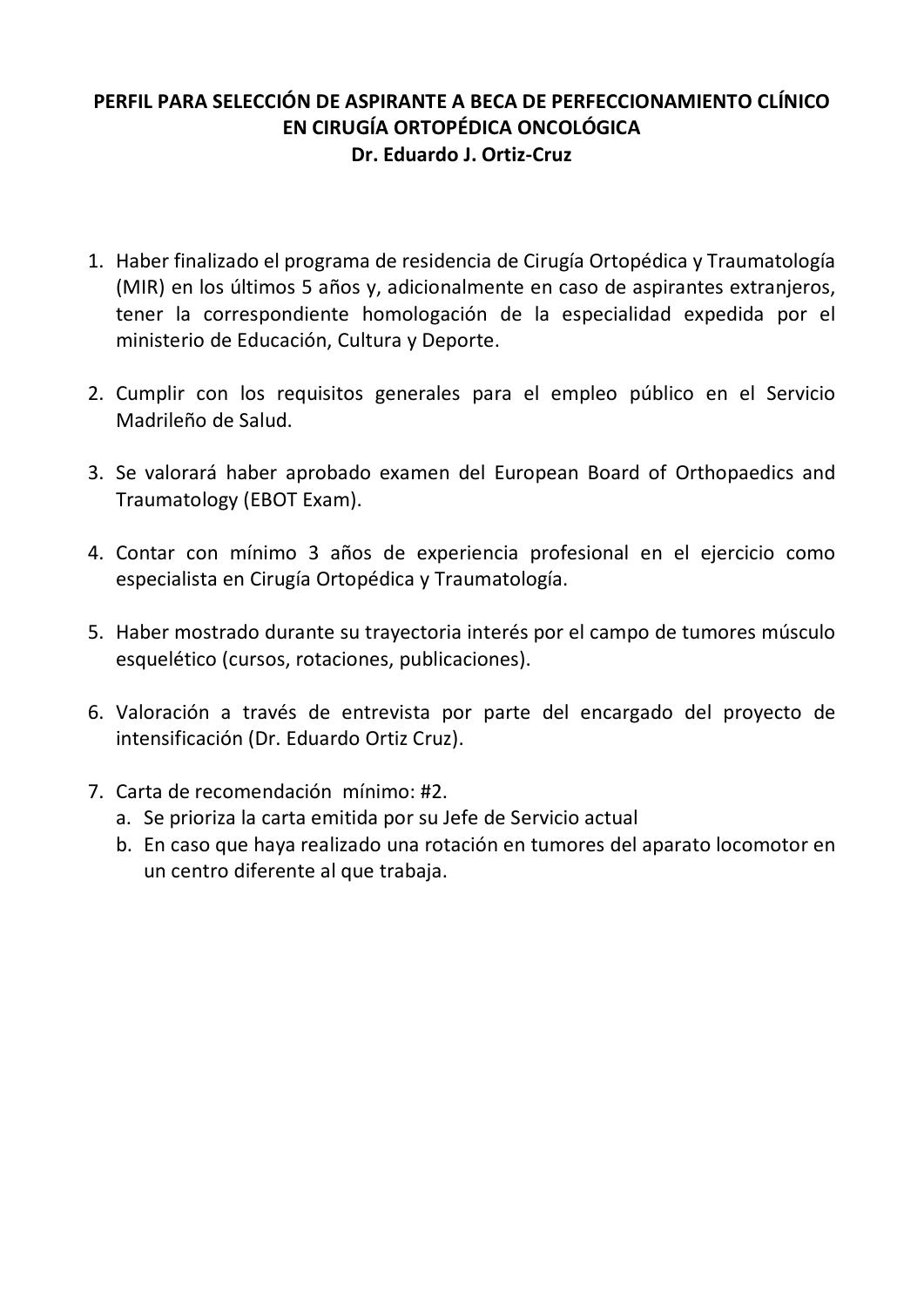**PERFIL PARA SELECCIÓN DE ASPIRANTE A BECA DE PERFECCIONAMIENTO CLÍNICO EN CIRUGÍA ORTOPÉDICA ONCOLÓGICA**

**Dr. Eduardo J. Ortiz-Cruz**

1. Haber finalizado el programa de residencia de Cirugía Ortopédica y Traumatología (MIR) en los últimos 5 años y, adicionalmente en caso de aspirantes extranjeros, tener la correspondiente homologación de la especialidad expedida por el ministerio de Educación, Cultura y Deporte.

2. Cumplir con los requisitos generales para el empleo público en el Servicio Madrileño de Salud.

3. Se valorará haber aprobado examen del European Board of Orthopaedics and Traumatology (EBOT Exam).

4. Contar con mínimo 3 años de experiencia profesional en el ejercicio como especialista en Cirugía Ortopédica y Traumatología.

5. Haber mostrado durante su trayectoria interés por el campo de tumores músculo esquelético (cursos, rotaciones, publicaciones).

6. Valoración a través de entrevista por parte del encargado del proyecto de intensificación (Dr. Eduardo Ortiz Cruz).

7. Carta de recomendación mínimo: #2.
   a. Se prioriza la carta emitida por su Jefe de Servicio actual
   b. En caso que haya realizado una rotación en tumores del aparato locomotor en un centro diferente al que trabaja.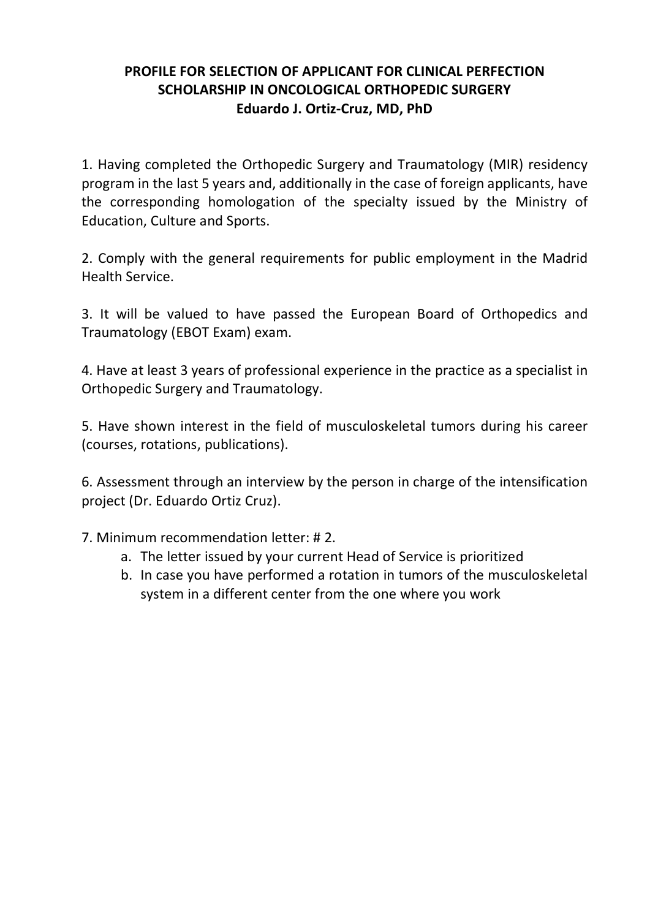**PROFILE FOR SELECTION OF APPLICANT FOR CLINICAL PERFECTION SCHOLARSHIP IN ONCOLOGICAL ORTHOPEDIC SURGERY**
**Eduardo J. Ortiz-Cruz, MD, PhD**

1. Having completed the Orthopedic Surgery and Traumatology (MIR) residency program in the last 5 years and, additionally in the case of foreign applicants, have the corresponding homologation of the specialty issued by the Ministry of Education, Culture and Sports.

2. Comply with the general requirements for public employment in the Madrid Health Service.

3. It will be valued to have passed the European Board of Orthopedics and Traumatology (EBOT Exam) exam.

4. Have at least 3 years of professional experience in the practice as a specialist in Orthopedic Surgery and Traumatology.

5. Have shown interest in the field of musculoskeletal tumors during his career (courses, rotations, publications).

6. Assessment through an interview by the person in charge of the intensification project (Dr. Eduardo Ortiz Cruz).

7. Minimum recommendation letter: # 2.
    a. The letter issued by your current Head of Service is prioritized
    b. In case you have performed a rotation in tumors of the musculoskeletal system in a different center from the one where you work